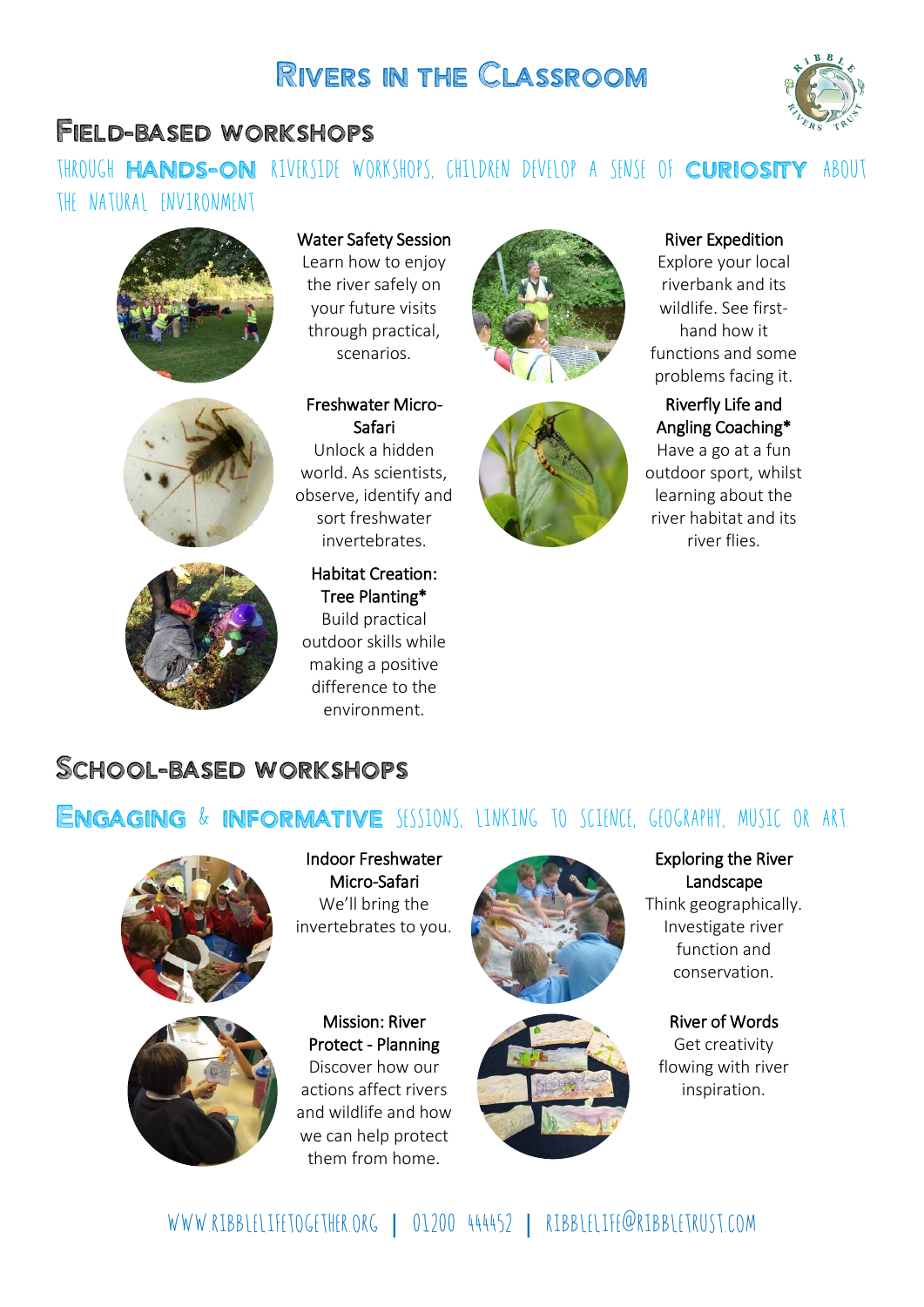# Rivers in the Classroom

## Field-based workshops

Through **hands-on** riverside workshops, children develop a sense of **curiosity** about the natural environment

**Water Safety Session**
Learn how to enjoy the river safely on your future visits through practical, scenarios.

**River Expedition**
Explore your local riverbank and its wildlife. See first-hand how it functions and some problems facing it.

**Freshwater Micro-Safari**
Unlock a hidden world. As scientists, observe, identify and sort freshwater invertebrates.

**Riverfly Life and Angling Coaching***
Have a go at a fun outdoor sport, whilst learning about the river habitat and its river flies.

**Habitat Creation: Tree Planting***
Build practical outdoor skills while making a positive difference to the environment.

## School-based workshops

**Engaging** & **informative** sessions, linking to science, geography, music or art.

**Indoor Freshwater Micro-Safari**
We'll bring the invertebrates to you.

**Exploring the River Landscape**
Think geographically. Investigate river function and conservation.

**Mission: River Protect - Planning**
Discover how our actions affect rivers and wildlife and how we can help protect them from home.

**River of Words**
Get creativity flowing with river inspiration.

www.ribblelifetogether.org | 01200 444452 | ribblelife@ribbletrust.com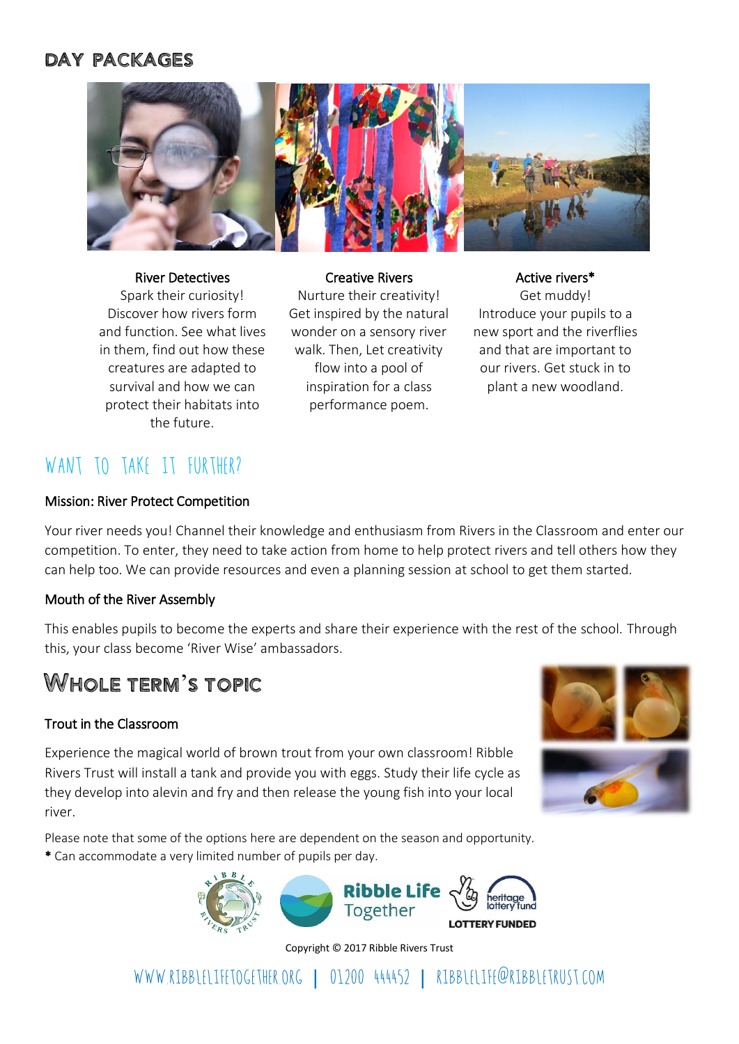## DAY PACKAGES

**River Detectives**
Spark their curiosity!
Discover how rivers form and function. See what lives in them, find out how these creatures are adapted to survival and how we can protect their habitats into the future.

**Creative Rivers**
Nurture their creativity!
Get inspired by the natural wonder on a sensory river walk. Then, Let creativity flow into a pool of inspiration for a class performance poem.

**Active rivers***
Get muddy!
Introduce your pupils to a new sport and the riverflies and that are important to our rivers. Get stuck in to plant a new woodland.

## WANT TO TAKE IT FURTHER?

### Mission: River Protect Competition

Your river needs you! Channel their knowledge and enthusiasm from Rivers in the Classroom and enter our competition. To enter, they need to take action from home to help protect rivers and tell others how they can help too. We can provide resources and even a planning session at school to get them started.

### Mouth of the River Assembly

This enables pupils to become the experts and share their experience with the rest of the school. Through this, your class become 'River Wise' ambassadors.

## WHOLE TERM'S TOPIC

### Trout in the Classroom

Experience the magical world of brown trout from your own classroom! Ribble Rivers Trust will install a tank and provide you with eggs. Study their life cycle as they develop into alevin and fry and then release the young fish into your local river.

Please note that some of the options here are dependent on the season and opportunity.
**\*** Can accommodate a very limited number of pupils per day.

Ribble Rivers Trust | Ribble Life Together | heritage lottery fund LOTTERY FUNDED

Copyright © 2017 Ribble Rivers Trust

WWW.RIBBLELIFETOGETHER.ORG | 01200 444452 | RIBBLELIFE@RIBBLETRUST.COM